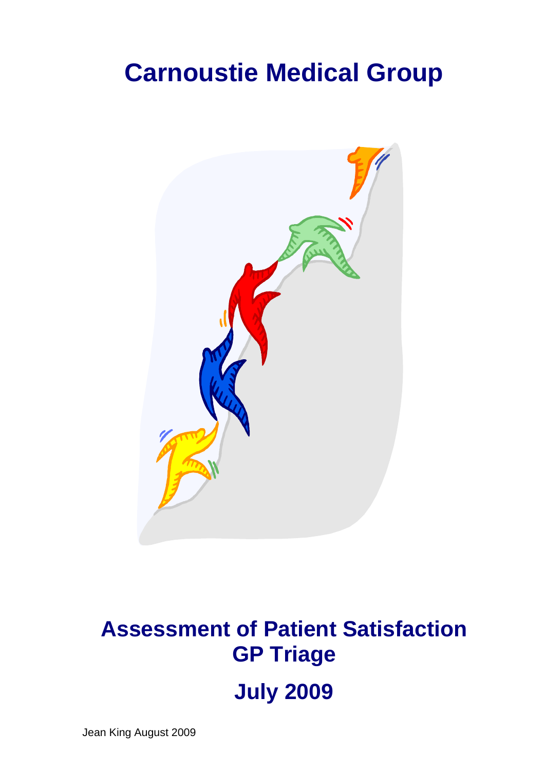# Carnoustie Medical Group

# Assessment of Patient Satisfaction GP Triage

# July 2009

Jean King August 2009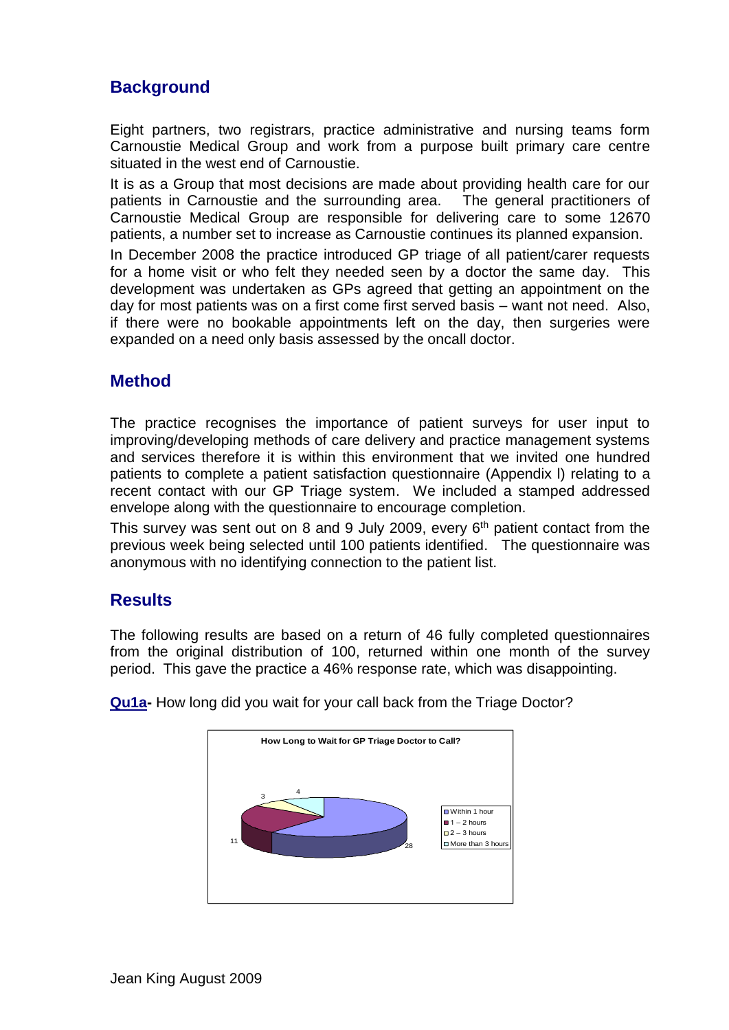## Background

Eight partners, two registrars, practice administrative and nursing teams form Carnoustie Medical Group and work from a purpose built primary care centre situated in the west end of Carnoustie.

It is as a Group that most decisions are made about providing health care for our patients in Carnoustie and the surrounding area. The general practitioners of Carnoustie Medical Group are responsible for delivering care to some 12670 patients, a number set to increase as Carnoustie continues its planned expansion.

In December 2008 the practice introduced GP triage of all patient/carer requests for a home visit or who felt they needed seen by a doctor the same day. This development was undertaken as GPs agreed that getting an appointment on the day for most patients was on a first come first served basis – want not need. Also, if there were no bookable appointments left on the day, then surgeries were expanded on a need only basis assessed by the oncall doctor.

## Method

The practice recognises the importance of patient surveys for user input to improving/developing methods of care delivery and practice management systems and services therefore it is within this environment that we invited one hundred patients to complete a patient satisfaction questionnaire (Appendix l) relating to a recent contact with our GP Triage system. We included a stamped addressed envelope along with the questionnaire to encourage completion.

This survey was sent out on 8 and 9 July 2009, every 6th patient contact from the previous week being selected until 100 patients identified. The questionnaire was anonymous with no identifying connection to the patient list.

## Results

The following results are based on a return of 46 fully completed questionnaires from the original distribution of 100, returned within one month of the survey period. This gave the practice a 46% response rate, which was disappointing.

**Qu1a-** How long did you wait for your call back from the Triage Doctor?

**How Long to Wait for GP Triage Doctor to Call?**

| Response | Count |
|---|---|
| Within 1 hour | 28 |
| 1 – 2 hours | 11 |
| 2 – 3 hours | 3 |
| More than 3 hours | 4 |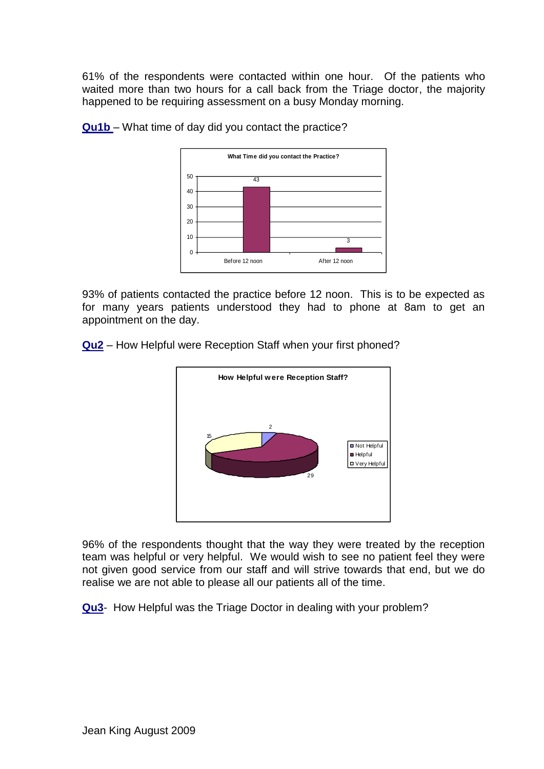61% of the respondents were contacted within one hour. Of the patients who waited more than two hours for a call back from the Triage doctor, the majority happened to be requiring assessment on a busy Monday morning.

**Qu1b** – What time of day did you contact the practice?

**What Time did you contact the Practice?**

| | Before 12 noon | After 12 noon |
|---|---|---|
| Count | 43 | 3 |

93% of patients contacted the practice before 12 noon. This is to be expected as for many years patients understood they had to phone at 8am to get an appointment on the day.

**Qu2** – How Helpful were Reception Staff when your first phoned?

**How Helpful were Reception Staff?**

| Response | Count |
|---|---|
| Not Helpful | 2 |
| Helpful | 29 |
| Very Helpful | 15 |

96% of the respondents thought that the way they were treated by the reception team was helpful or very helpful. We would wish to see no patient feel they were not given good service from our staff and will strive towards that end, but we do realise we are not able to please all our patients all of the time.

**Qu3**- How Helpful was the Triage Doctor in dealing with your problem?

Jean King August 2009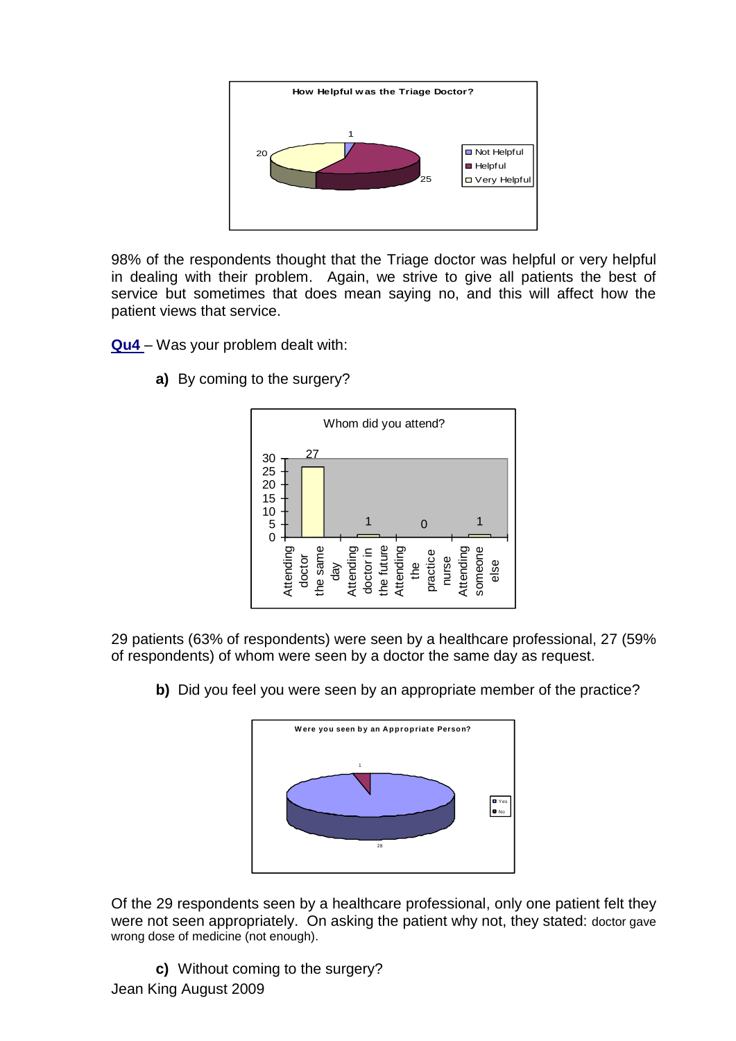**How Helpful was the Triage Doctor?**

| Response | Count |
|---|---|
| Not Helpful | 1 |
| Helpful | 25 |
| Very Helpful | 20 |

98% of the respondents thought that the Triage doctor was helpful or very helpful in dealing with their problem. Again, we strive to give all patients the best of service but sometimes that does mean saying no, and this will affect how the patient views that service.

**Qu4** – Was your problem dealt with:

**a)** By coming to the surgery?

**Whom did you attend?**

| Attended | Count |
|---|---|
| Attending doctor the same day | 27 |
| Attending doctor in the future | 1 |
| Attending the practice nurse | 0 |
| Attending someone else | 1 |

29 patients (63% of respondents) were seen by a healthcare professional, 27 (59% of respondents) of whom were seen by a doctor the same day as request.

**b)** Did you feel you were seen by an appropriate member of the practice?

**Were you seen by an Appropriate Person?**

| Response | Count |
|---|---|
| Yes | 28 |
| No | 1 |

Of the 29 respondents seen by a healthcare professional, only one patient felt they were not seen appropriately. On asking the patient why not, they stated: doctor gave wrong dose of medicine (not enough).

**c)** Without coming to the surgery?

Jean King August 2009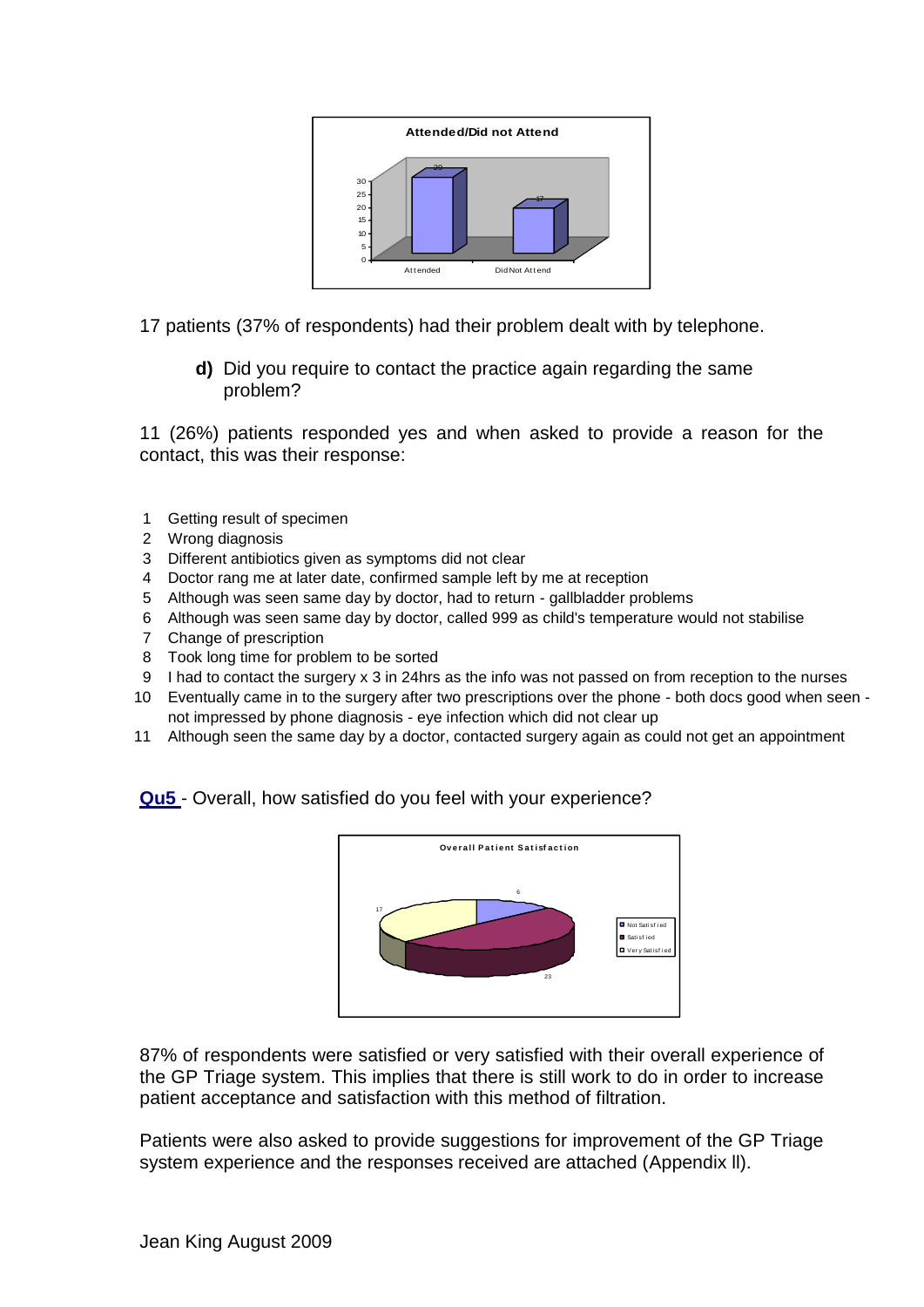17 patients (37% of respondents) had their problem dealt with by telephone.

**d)** Did you require to contact the practice again regarding the same problem?

11 (26%) patients responded yes and when asked to provide a reason for the contact, this was their response:

1. Getting result of specimen
2. Wrong diagnosis
3. Different antibiotics given as symptoms did not clear
4. Doctor rang me at later date, confirmed sample left by me at reception
5. Although was seen same day by doctor, had to return - gallbladder problems
6. Although was seen same day by doctor, called 999 as child's temperature would not stabilise
7. Change of prescription
8. Took long time for problem to be sorted
9. I had to contact the surgery x 3 in 24hrs as the info was not passed on from reception to the nurses
10. Eventually came in to the surgery after two prescriptions over the phone - both docs good when seen - not impressed by phone diagnosis - eye infection which did not clear up
11. Although seen the same day by a doctor, contacted surgery again as could not get an appointment

**Qu5** - Overall, how satisfied do you feel with your experience?

87% of respondents were satisfied or very satisfied with their overall experience of the GP Triage system. This implies that there is still work to do in order to increase patient acceptance and satisfaction with this method of filtration.

Patients were also asked to provide suggestions for improvement of the GP Triage system experience and the responses received are attached (Appendix ll).

Jean King August 2009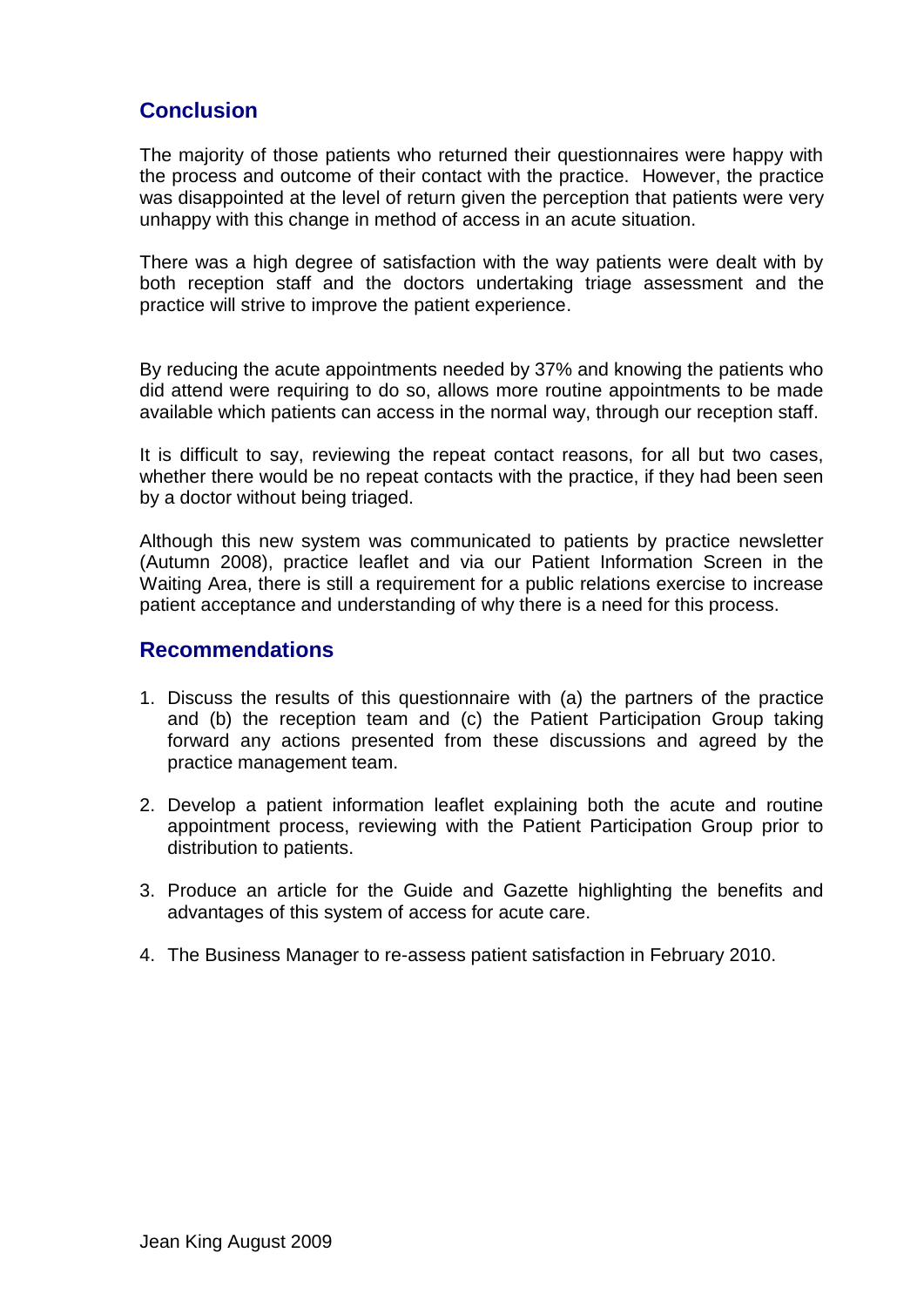## Conclusion

The majority of those patients who returned their questionnaires were happy with the process and outcome of their contact with the practice. However, the practice was disappointed at the level of return given the perception that patients were very unhappy with this change in method of access in an acute situation.

There was a high degree of satisfaction with the way patients were dealt with by both reception staff and the doctors undertaking triage assessment and the practice will strive to improve the patient experience.

By reducing the acute appointments needed by 37% and knowing the patients who did attend were requiring to do so, allows more routine appointments to be made available which patients can access in the normal way, through our reception staff.

It is difficult to say, reviewing the repeat contact reasons, for all but two cases, whether there would be no repeat contacts with the practice, if they had been seen by a doctor without being triaged.

Although this new system was communicated to patients by practice newsletter (Autumn 2008), practice leaflet and via our Patient Information Screen in the Waiting Area, there is still a requirement for a public relations exercise to increase patient acceptance and understanding of why there is a need for this process.

## Recommendations

1. Discuss the results of this questionnaire with (a) the partners of the practice and (b) the reception team and (c) the Patient Participation Group taking forward any actions presented from these discussions and agreed by the practice management team.

2. Develop a patient information leaflet explaining both the acute and routine appointment process, reviewing with the Patient Participation Group prior to distribution to patients.

3. Produce an article for the Guide and Gazette highlighting the benefits and advantages of this system of access for acute care.

4. The Business Manager to re-assess patient satisfaction in February 2010.

Jean King August 2009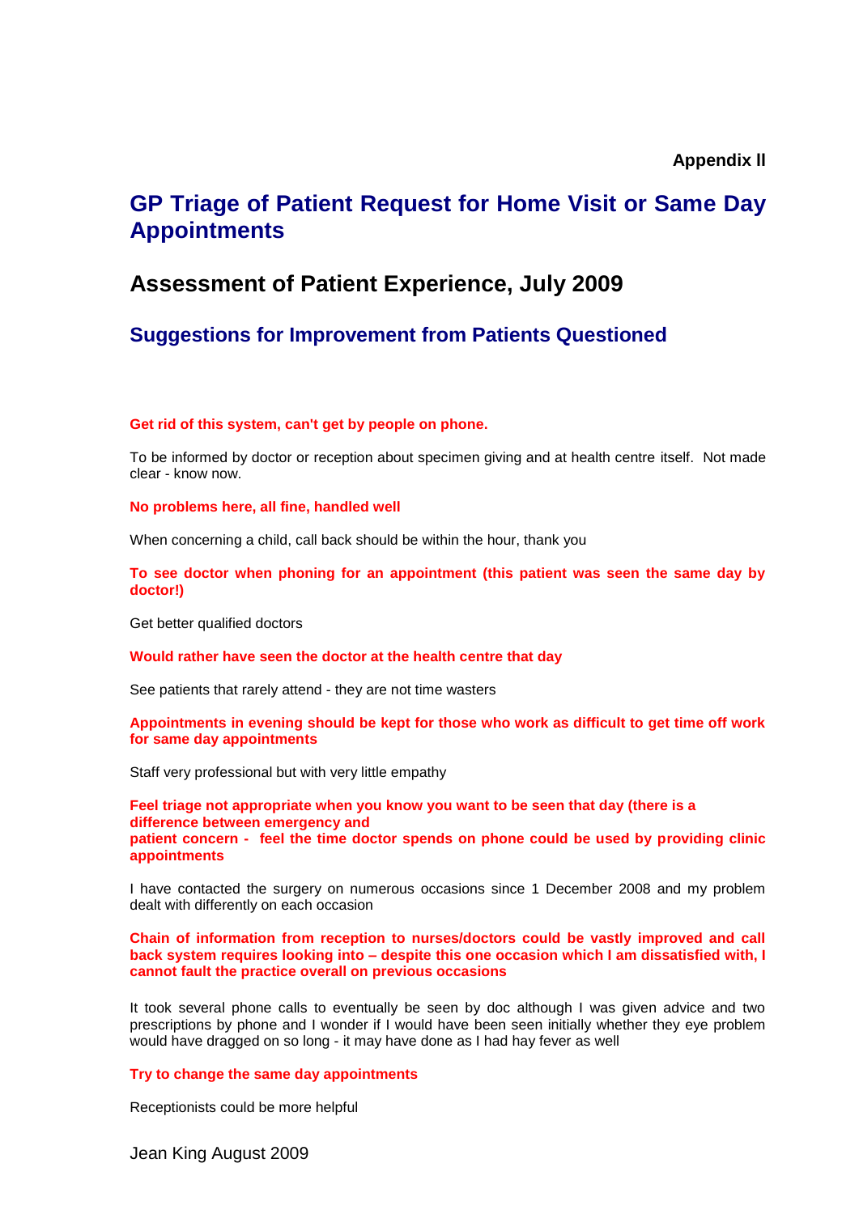**Appendix ll**

# GP Triage of Patient Request for Home Visit or Same Day Appointments

## Assessment of Patient Experience, July 2009

### Suggestions for Improvement from Patients Questioned

**Get rid of this system, can't get by people on phone.**

To be informed by doctor or reception about specimen giving and at health centre itself. Not made clear - know now.

**No problems here, all fine, handled well**

When concerning a child, call back should be within the hour, thank you

**To see doctor when phoning for an appointment (this patient was seen the same day by doctor!)**

Get better qualified doctors

**Would rather have seen the doctor at the health centre that day**

See patients that rarely attend - they are not time wasters

**Appointments in evening should be kept for those who work as difficult to get time off work for same day appointments**

Staff very professional but with very little empathy

**Feel triage not appropriate when you know you want to be seen that day (there is a difference between emergency and patient concern - feel the time doctor spends on phone could be used by providing clinic appointments**

I have contacted the surgery on numerous occasions since 1 December 2008 and my problem dealt with differently on each occasion

**Chain of information from reception to nurses/doctors could be vastly improved and call back system requires looking into – despite this one occasion which I am dissatisfied with, I cannot fault the practice overall on previous occasions**

It took several phone calls to eventually be seen by doc although I was given advice and two prescriptions by phone and I wonder if I would have been seen initially whether they eye problem would have dragged on so long - it may have done as I had hay fever as well

**Try to change the same day appointments**

Receptionists could be more helpful

Jean King August 2009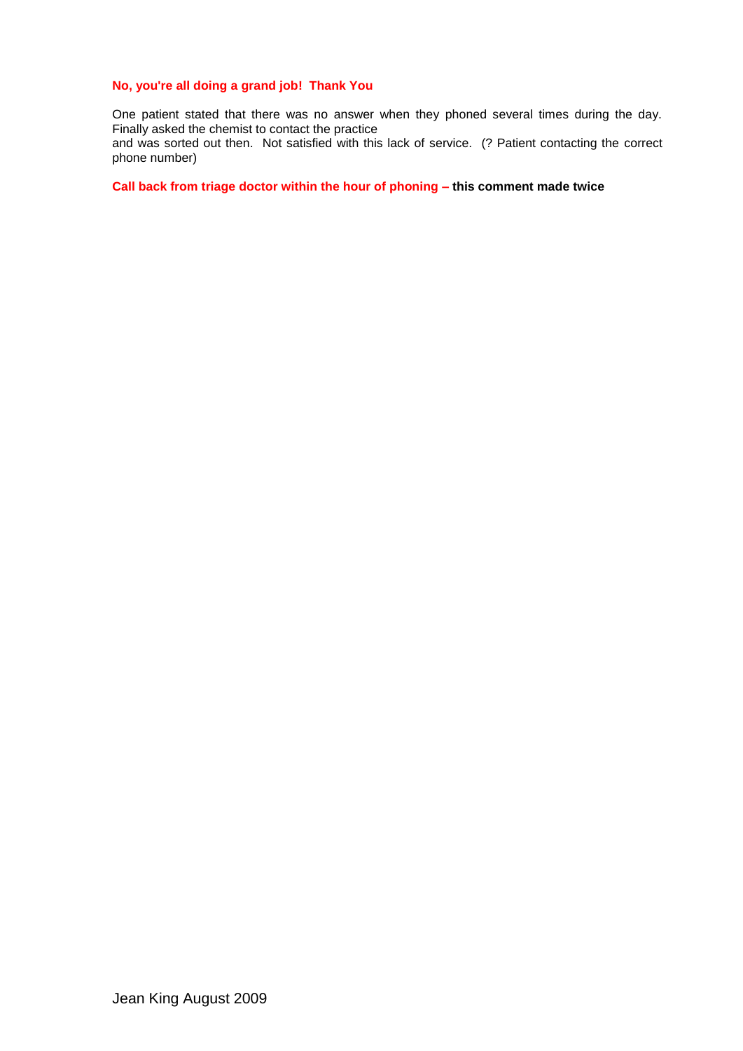**No, you're all doing a grand job!  Thank You**

One patient stated that there was no answer when they phoned several times during the day. Finally asked the chemist to contact the practice
and was sorted out then.  Not satisfied with this lack of service.  (? Patient contacting the correct phone number)

**Call back from triage doctor within the hour of phoning – this comment made twice**

Jean King August 2009